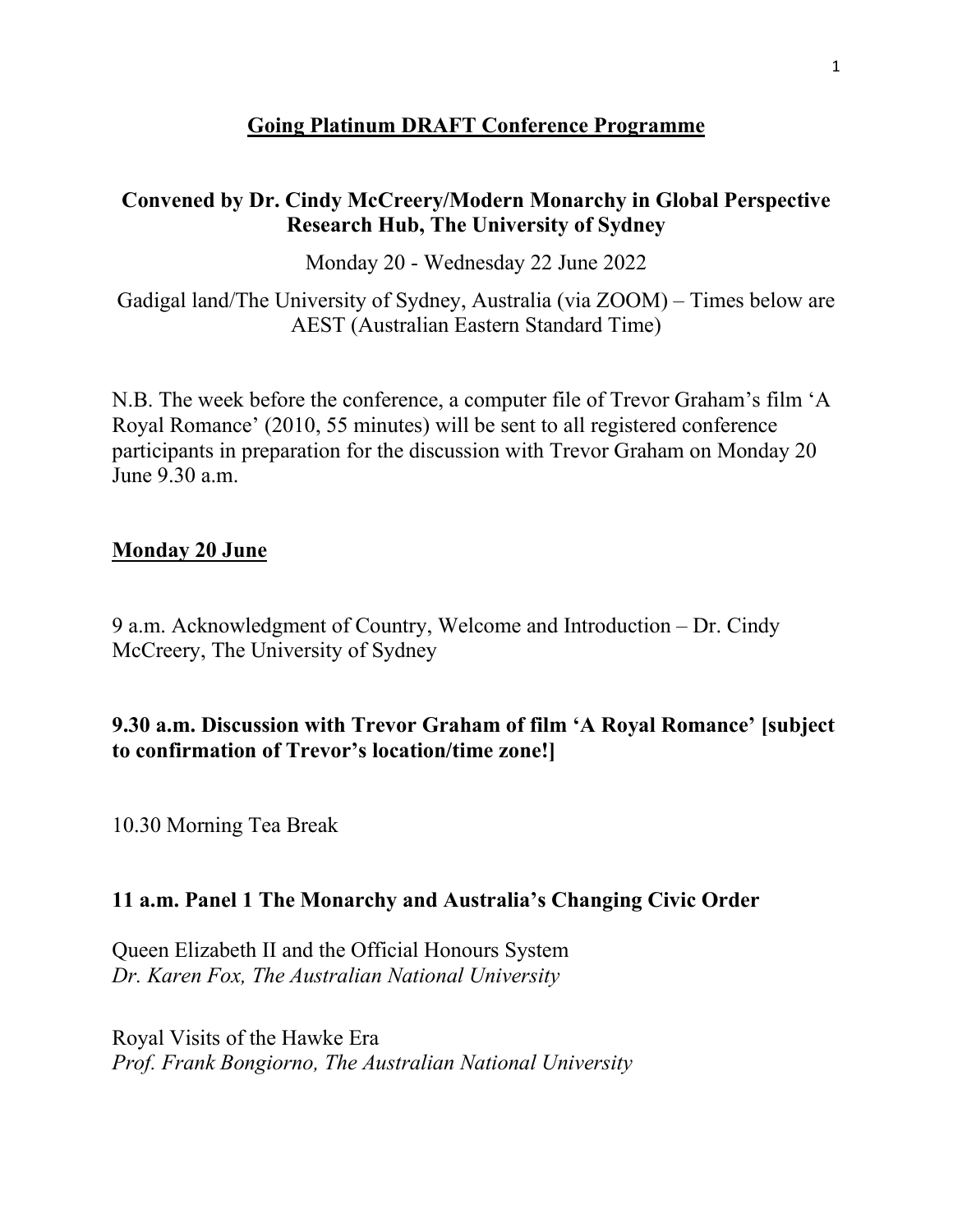# Going Platinum DRAFT Conference Programme

**Convened by Dr. Cindy McCreery/Modern Monarchy in Global Perspective Research Hub, The University of Sydney**

Monday 20 - Wednesday 22 June 2022

Gadigal land/The University of Sydney, Australia (via ZOOM) – Times below are AEST (Australian Eastern Standard Time)

N.B. The week before the conference, a computer file of Trevor Graham's film 'A Royal Romance' (2010, 55 minutes) will be sent to all registered conference participants in preparation for the discussion with Trevor Graham on Monday 20 June 9.30 a.m.

## Monday 20 June

9 a.m. Acknowledgment of Country, Welcome and Introduction – Dr. Cindy McCreery, The University of Sydney

### 9.30 a.m. Discussion with Trevor Graham of film 'A Royal Romance' [subject to confirmation of Trevor's location/time zone!]

10.30 Morning Tea Break

### 11 a.m. Panel 1 The Monarchy and Australia's Changing Civic Order

Queen Elizabeth II and the Official Honours System
*Dr. Karen Fox, The Australian National University*

Royal Visits of the Hawke Era
*Prof. Frank Bongiorno, The Australian National University*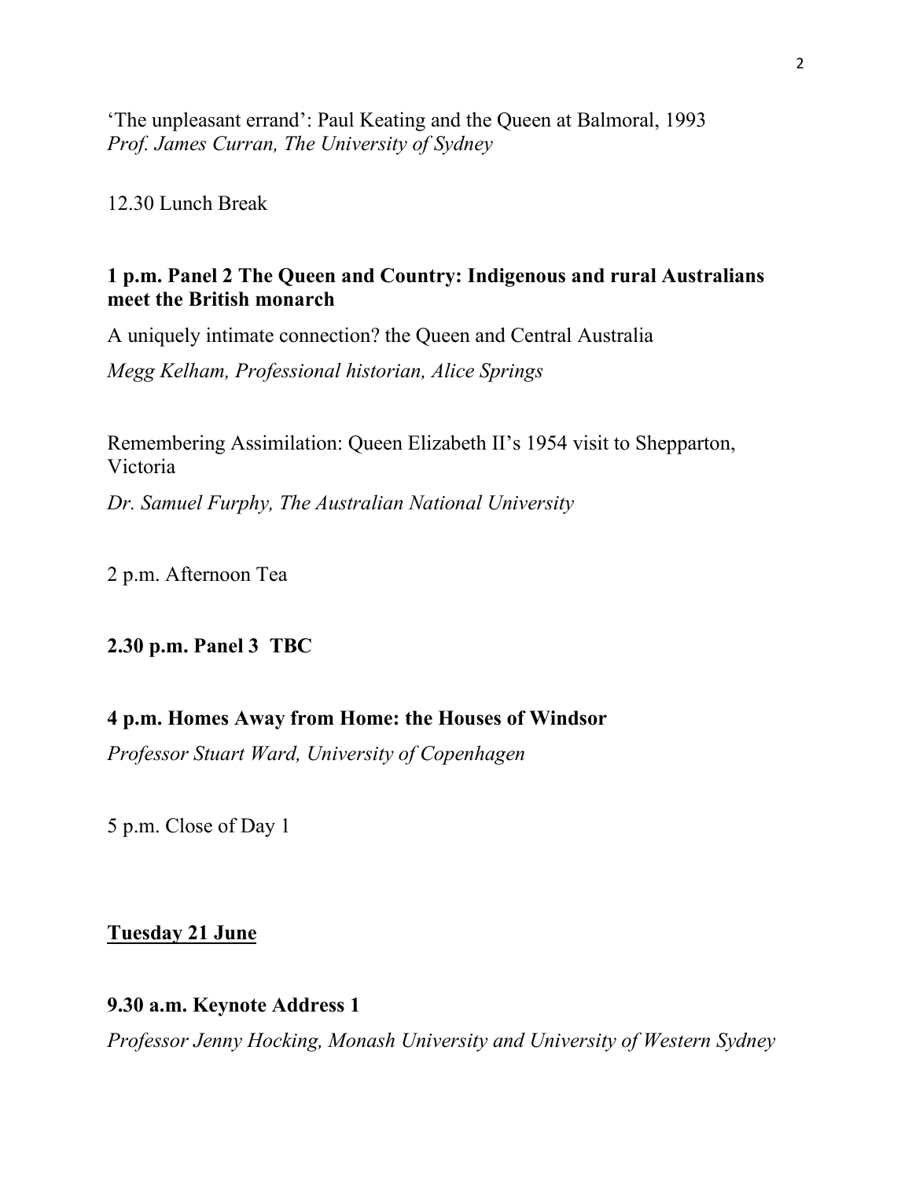'The unpleasant errand': Paul Keating and the Queen at Balmoral, 1993
*Prof. James Curran, The University of Sydney*

12.30 Lunch Break

**1 p.m. Panel 2 The Queen and Country: Indigenous and rural Australians meet the British monarch**

A uniquely intimate connection? the Queen and Central Australia

*Megg Kelham, Professional historian, Alice Springs*

Remembering Assimilation: Queen Elizabeth II's 1954 visit to Shepparton, Victoria

*Dr. Samuel Furphy, The Australian National University*

2 p.m. Afternoon Tea

**2.30 p.m. Panel 3 TBC**

**4 p.m. Homes Away from Home: the Houses of Windsor**

*Professor Stuart Ward, University of Copenhagen*

5 p.m. Close of Day 1

## **Tuesday 21 June**

**9.30 a.m. Keynote Address 1**

*Professor Jenny Hocking, Monash University and University of Western Sydney*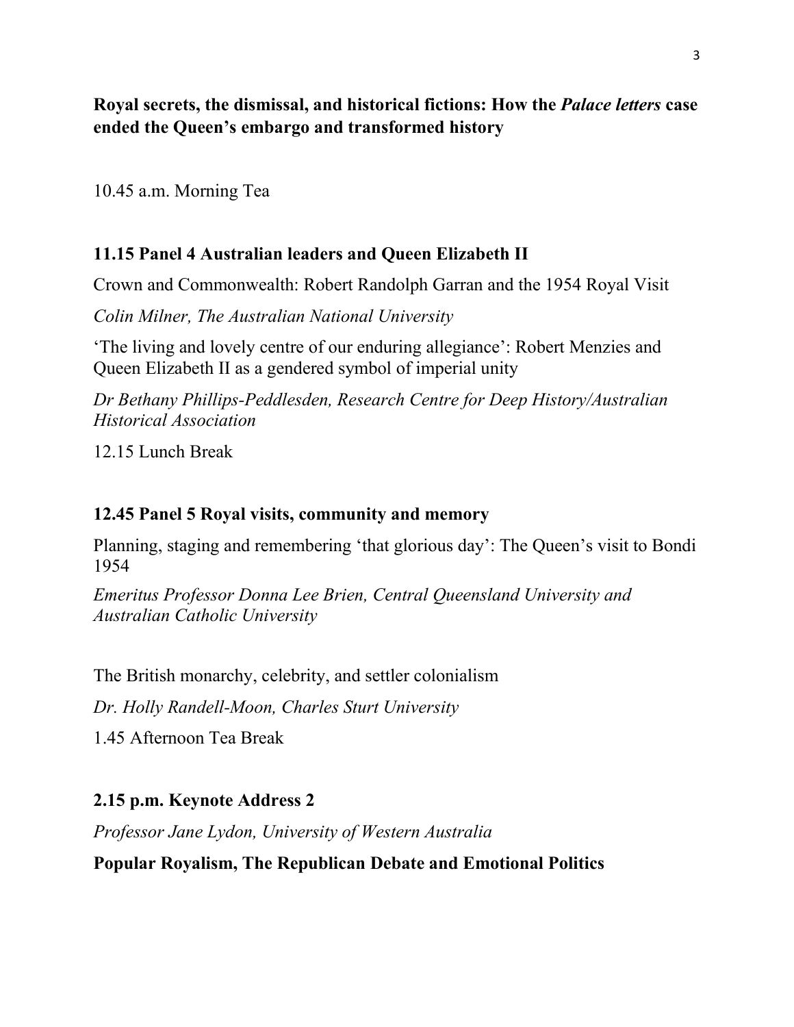**Royal secrets, the dismissal, and historical fictions: How the *Palace letters* case ended the Queen's embargo and transformed history**

10.45 a.m. Morning Tea

### 11.15 Panel 4 Australian leaders and Queen Elizabeth II

Crown and Commonwealth: Robert Randolph Garran and the 1954 Royal Visit

*Colin Milner, The Australian National University*

'The living and lovely centre of our enduring allegiance': Robert Menzies and Queen Elizabeth II as a gendered symbol of imperial unity

*Dr Bethany Phillips-Peddlesden, Research Centre for Deep History/Australian Historical Association*

12.15 Lunch Break

### 12.45 Panel 5 Royal visits, community and memory

Planning, staging and remembering 'that glorious day': The Queen's visit to Bondi 1954

*Emeritus Professor Donna Lee Brien, Central Queensland University and Australian Catholic University*

The British monarchy, celebrity, and settler colonialism

*Dr. Holly Randell-Moon, Charles Sturt University*

1.45 Afternoon Tea Break

### 2.15 p.m. Keynote Address 2

*Professor Jane Lydon, University of Western Australia*

**Popular Royalism, The Republican Debate and Emotional Politics**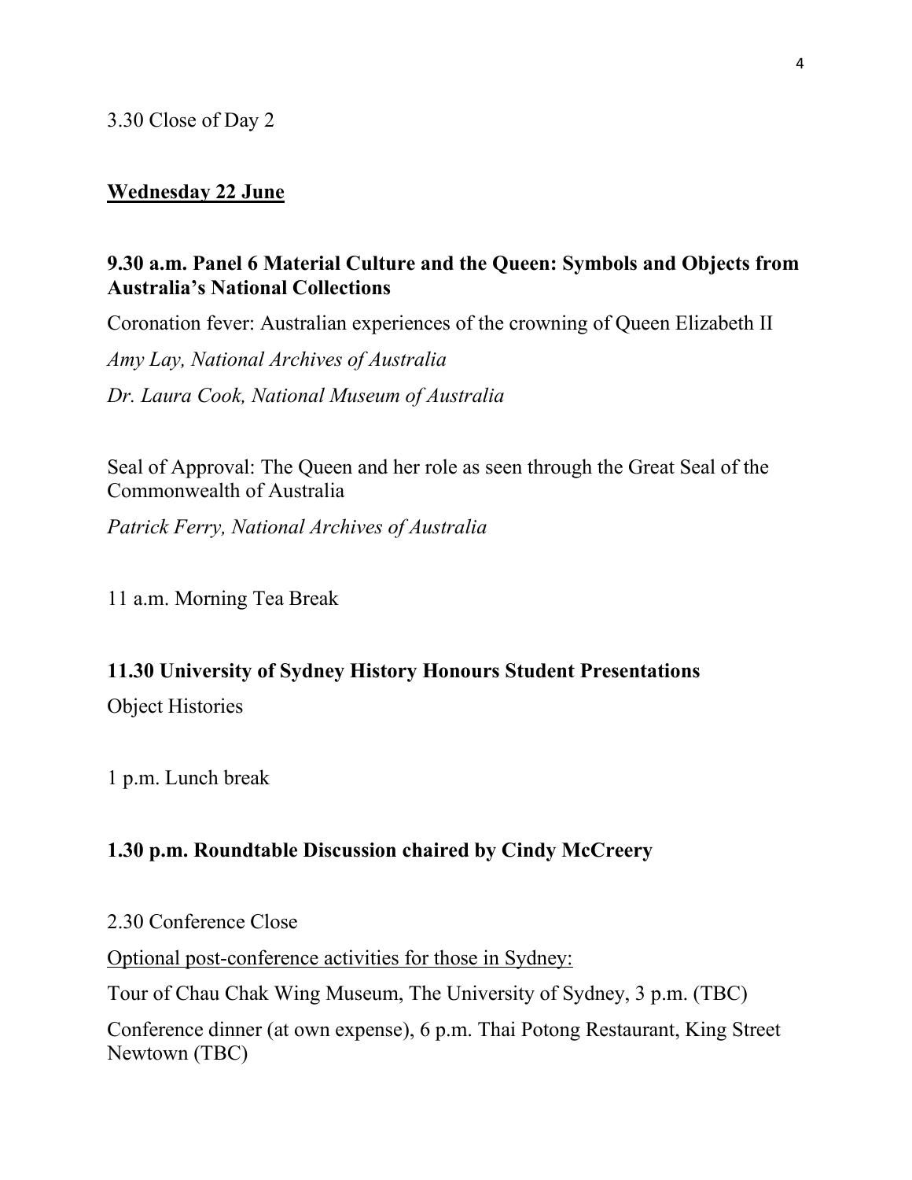3.30 Close of Day 2

## Wednesday 22 June

**9.30 a.m. Panel 6 Material Culture and the Queen: Symbols and Objects from Australia's National Collections**

Coronation fever: Australian experiences of the crowning of Queen Elizabeth II

*Amy Lay, National Archives of Australia*

*Dr. Laura Cook, National Museum of Australia*

Seal of Approval: The Queen and her role as seen through the Great Seal of the Commonwealth of Australia

*Patrick Ferry, National Archives of Australia*

11 a.m. Morning Tea Break

**11.30 University of Sydney History Honours Student Presentations**

Object Histories

1 p.m. Lunch break

**1.30 p.m. Roundtable Discussion chaired by Cindy McCreery**

2.30 Conference Close

Optional post-conference activities for those in Sydney:

Tour of Chau Chak Wing Museum, The University of Sydney, 3 p.m. (TBC)

Conference dinner (at own expense), 6 p.m. Thai Potong Restaurant, King Street Newtown (TBC)